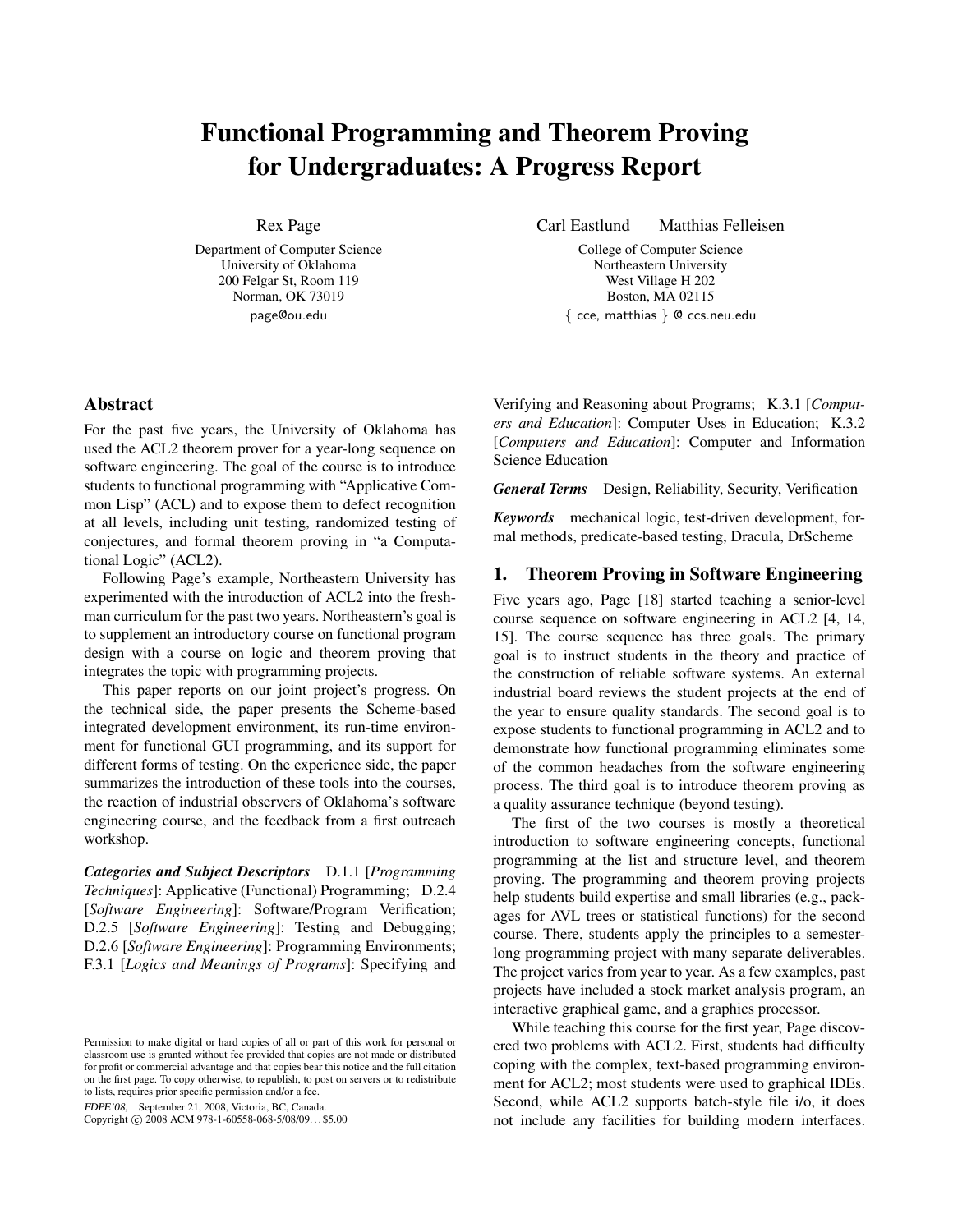# Functional Programming and Theorem Proving for Undergraduates: A Progress Report

Rex Page
Department of Computer Science
University of Oklahoma
200 Felgar St, Room 119
Norman, OK 73019
page@ou.edu

Carl Eastlund  Matthias Felleisen
College of Computer Science
Northeastern University
West Village H 202
Boston, MA 02115
{ cce, matthias } @ ccs.neu.edu

## Abstract

For the past five years, the University of Oklahoma has used the ACL2 theorem prover for a year-long sequence on software engineering. The goal of the course is to introduce students to functional programming with "Applicative Common Lisp" (ACL) and to expose them to defect recognition at all levels, including unit testing, randomized testing of conjectures, and formal theorem proving in "a Computational Logic" (ACL2).

Following Page's example, Northeastern University has experimented with the introduction of ACL2 into the freshman curriculum for the past two years. Northeastern's goal is to supplement an introductory course on functional program design with a course on logic and theorem proving that integrates the topic with programming projects.

This paper reports on our joint project's progress. On the technical side, the paper presents the Scheme-based integrated development environment, its run-time environment for functional GUI programming, and its support for different forms of testing. On the experience side, the paper summarizes the introduction of these tools into the courses, the reaction of industrial observers of Oklahoma's software engineering course, and the feedback from a first outreach workshop.

***Categories and Subject Descriptors*** D.1.1 [*Programming Techniques*]: Applicative (Functional) Programming; D.2.4 [*Software Engineering*]: Software/Program Verification; D.2.5 [*Software Engineering*]: Testing and Debugging; D.2.6 [*Software Engineering*]: Programming Environments; F.3.1 [*Logics and Meanings of Programs*]: Specifying and Verifying and Reasoning about Programs; K.3.1 [*Computers and Education*]: Computer Uses in Education; K.3.2 [*Computers and Education*]: Computer and Information Science Education

***General Terms*** Design, Reliability, Security, Verification

***Keywords*** mechanical logic, test-driven development, formal methods, predicate-based testing, Dracula, DrScheme

## 1. Theorem Proving in Software Engineering

Five years ago, Page [18] started teaching a senior-level course sequence on software engineering in ACL2 [4, 14, 15]. The course sequence has three goals. The primary goal is to instruct students in the theory and practice of the construction of reliable software systems. An external industrial board reviews the student projects at the end of the year to ensure quality standards. The second goal is to expose students to functional programming in ACL2 and to demonstrate how functional programming eliminates some of the common headaches from the software engineering process. The third goal is to introduce theorem proving as a quality assurance technique (beyond testing).

The first of the two courses is mostly a theoretical introduction to software engineering concepts, functional programming at the list and structure level, and theorem proving. The programming and theorem proving projects help students build expertise and small libraries (e.g., packages for AVL trees or statistical functions) for the second course. There, students apply the principles to a semester-long programming project with many separate deliverables. The project varies from year to year. As a few examples, past projects have included a stock market analysis program, an interactive graphical game, and a graphics processor.

While teaching this course for the first year, Page discovered two problems with ACL2. First, students had difficulty coping with the complex, text-based programming environment for ACL2; most students were used to graphical IDEs. Second, while ACL2 supports batch-style file i/o, it does not include any facilities for building modern interfaces.

Permission to make digital or hard copies of all or part of this work for personal or classroom use is granted without fee provided that copies are not made or distributed for profit or commercial advantage and that copies bear this notice and the full citation on the first page. To copy otherwise, to republish, to post on servers or to redistribute to lists, requires prior specific permission and/or a fee.

*FDPE'08,* September 21, 2008, Victoria, BC, Canada.
Copyright © 2008 ACM 978-1-60558-068-5/08/09...$5.00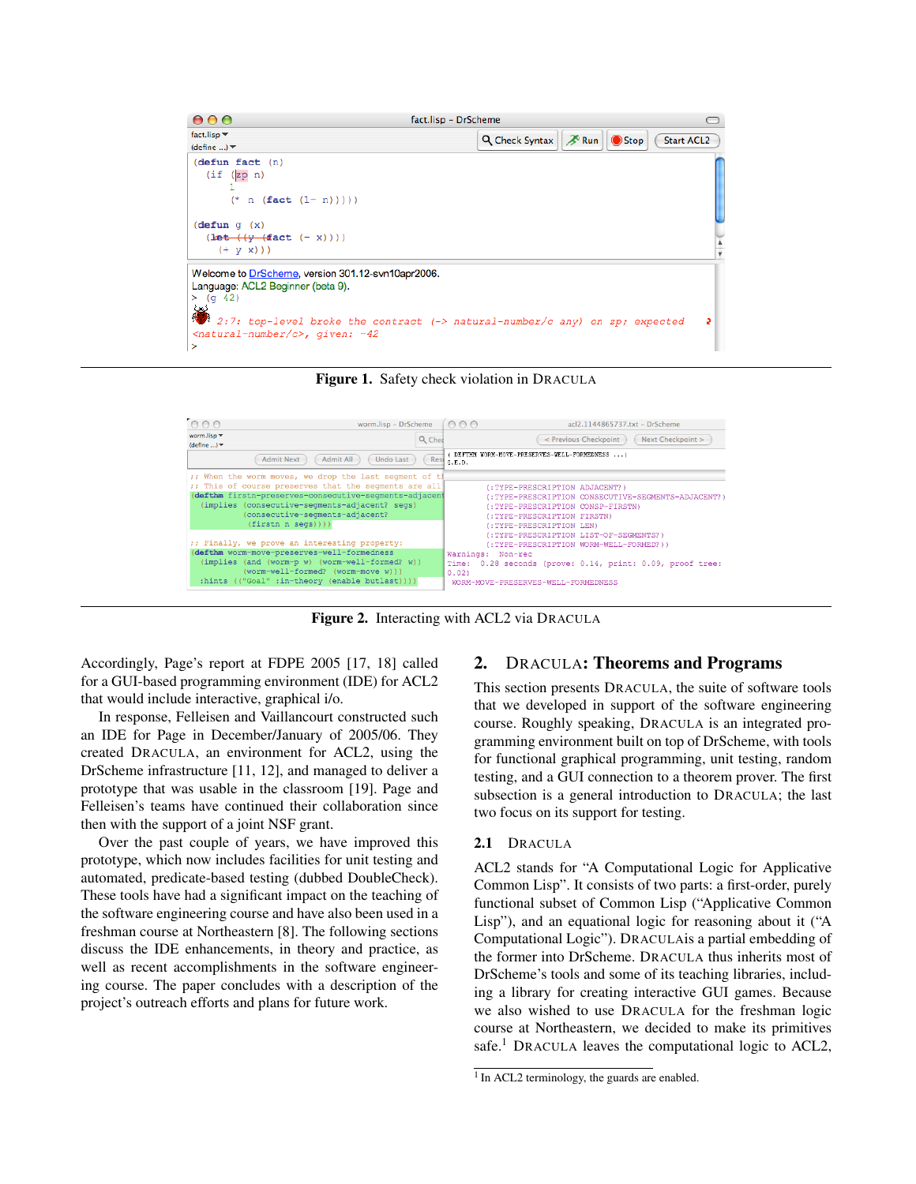**Figure 1.** Safety check violation in DRACULA

**Figure 2.** Interacting with ACL2 via DRACULA

Accordingly, Page's report at FDPE 2005 [17, 18] called for a GUI-based programming environment (IDE) for ACL2 that would include interactive, graphical i/o.

In response, Felleisen and Vaillancourt constructed such an IDE for Page in December/January of 2005/06. They created DRACULA, an environment for ACL2, using the DrScheme infrastructure [11, 12], and managed to deliver a prototype that was usable in the classroom [19]. Page and Felleisen's teams have continued their collaboration since then with the support of a joint NSF grant.

Over the past couple of years, we have improved this prototype, which now includes facilities for unit testing and automated, predicate-based testing (dubbed DoubleCheck). These tools have had a significant impact on the teaching of the software engineering course and have also been used in a freshman course at Northeastern [8]. The following sections discuss the IDE enhancements, in theory and practice, as well as recent accomplishments in the software engineering course. The paper concludes with a description of the project's outreach efforts and plans for future work.

## 2. DRACULA: Theorems and Programs

This section presents DRACULA, the suite of software tools that we developed in support of the software engineering course. Roughly speaking, DRACULA is an integrated programming environment built on top of DrScheme, with tools for functional graphical programming, unit testing, random testing, and a GUI connection to a theorem prover. The first subsection is a general introduction to DRACULA; the last two focus on its support for testing.

### 2.1 DRACULA

ACL2 stands for "A Computational Logic for Applicative Common Lisp". It consists of two parts: a first-order, purely functional subset of Common Lisp ("Applicative Common Lisp"), and an equational logic for reasoning about it ("A Computational Logic"). DRACULAis a partial embedding of the former into DrScheme. DRACULA thus inherits most of DrScheme's tools and some of its teaching libraries, including a library for creating interactive GUI games. Because we also wished to use DRACULA for the freshman logic course at Northeastern, we decided to make its primitives safe.[1] DRACULA leaves the computational logic to ACL2,

[1] In ACL2 terminology, the guards are enabled.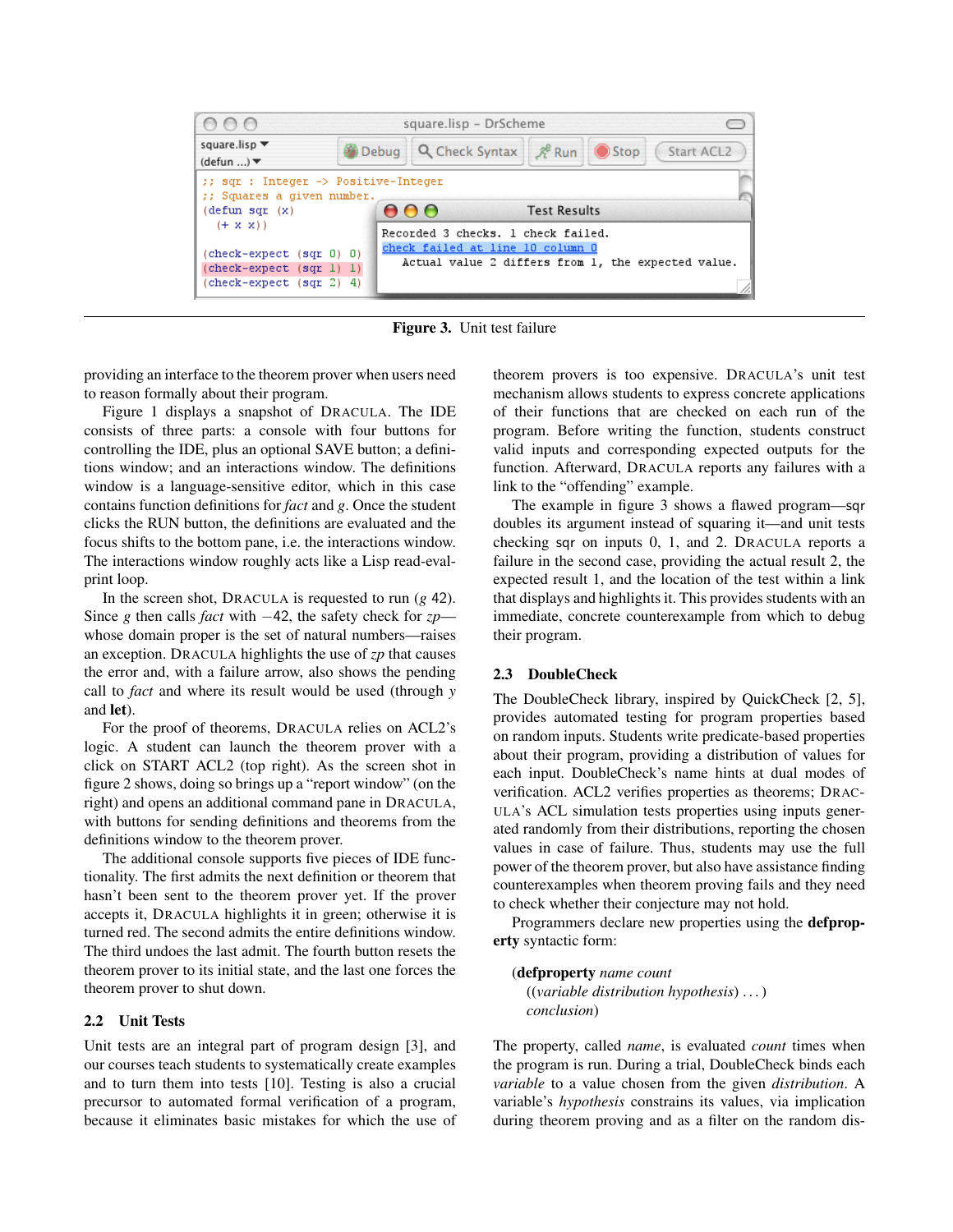Figure 3. Unit test failure

providing an interface to the theorem prover when users need to reason formally about their program.

Figure 1 displays a snapshot of DRACULA. The IDE consists of three parts: a console with four buttons for controlling the IDE, plus an optional SAVE button; a definitions window; and an interactions window. The definitions window is a language-sensitive editor, which in this case contains function definitions for *fact* and *g*. Once the student clicks the RUN button, the definitions are evaluated and the focus shifts to the bottom pane, i.e. the interactions window. The interactions window roughly acts like a Lisp read-eval-print loop.

In the screen shot, DRACULA is requested to run (*g* 42). Since *g* then calls *fact* with −42, the safety check for *zp*—whose domain proper is the set of natural numbers—raises an exception. DRACULA highlights the use of *zp* that causes the error and, with a failure arrow, also shows the pending call to *fact* and where its result would be used (through *y* and **let**).

For the proof of theorems, DRACULA relies on ACL2's logic. A student can launch the theorem prover with a click on START ACL2 (top right). As the screen shot in figure 2 shows, doing so brings up a "report window" (on the right) and opens an additional command pane in DRACULA, with buttons for sending definitions and theorems from the definitions window to the theorem prover.

The additional console supports five pieces of IDE functionality. The first admits the next definition or theorem that hasn't been sent to the theorem prover yet. If the prover accepts it, DRACULA highlights it in green; otherwise it is turned red. The second admits the entire definitions window. The third undoes the last admit. The fourth button resets the theorem prover to its initial state, and the last one forces the theorem prover to shut down.

### 2.2 Unit Tests

Unit tests are an integral part of program design [3], and our courses teach students to systematically create examples and to turn them into tests [10]. Testing is also a crucial precursor to automated formal verification of a program, because it eliminates basic mistakes for which the use of theorem provers is too expensive. DRACULA's unit test mechanism allows students to express concrete applications of their functions that are checked on each run of the program. Before writing the function, students construct valid inputs and corresponding expected outputs for the function. Afterward, DRACULA reports any failures with a link to the "offending" example.

The example in figure 3 shows a flawed program—sqr doubles its argument instead of squaring it—and unit tests checking sqr on inputs 0, 1, and 2. DRACULA reports a failure in the second case, providing the actual result 2, the expected result 1, and the location of the test within a link that displays and highlights it. This provides students with an immediate, concrete counterexample from which to debug their program.

### 2.3 DoubleCheck

The DoubleCheck library, inspired by QuickCheck [2, 5], provides automated testing for program properties based on random inputs. Students write predicate-based properties about their program, providing a distribution of values for each input. DoubleCheck's name hints at dual modes of verification. ACL2 verifies properties as theorems; DRACULA's ACL simulation tests properties using inputs generated randomly from their distributions, reporting the chosen values in case of failure. Thus, students may use the full power of the theorem prover, but also have assistance finding counterexamples when theorem proving fails and they need to check whether their conjecture may not hold.

Programmers declare new properties using the **defproperty** syntactic form:

> (**defproperty** *name count*
> ((*variable distribution hypothesis*) . . . )
> *conclusion*)

The property, called *name*, is evaluated *count* times when the program is run. During a trial, DoubleCheck binds each *variable* to a value chosen from the given *distribution*. A variable's *hypothesis* constrains its values, via implication during theorem proving and as a filter on the random dis-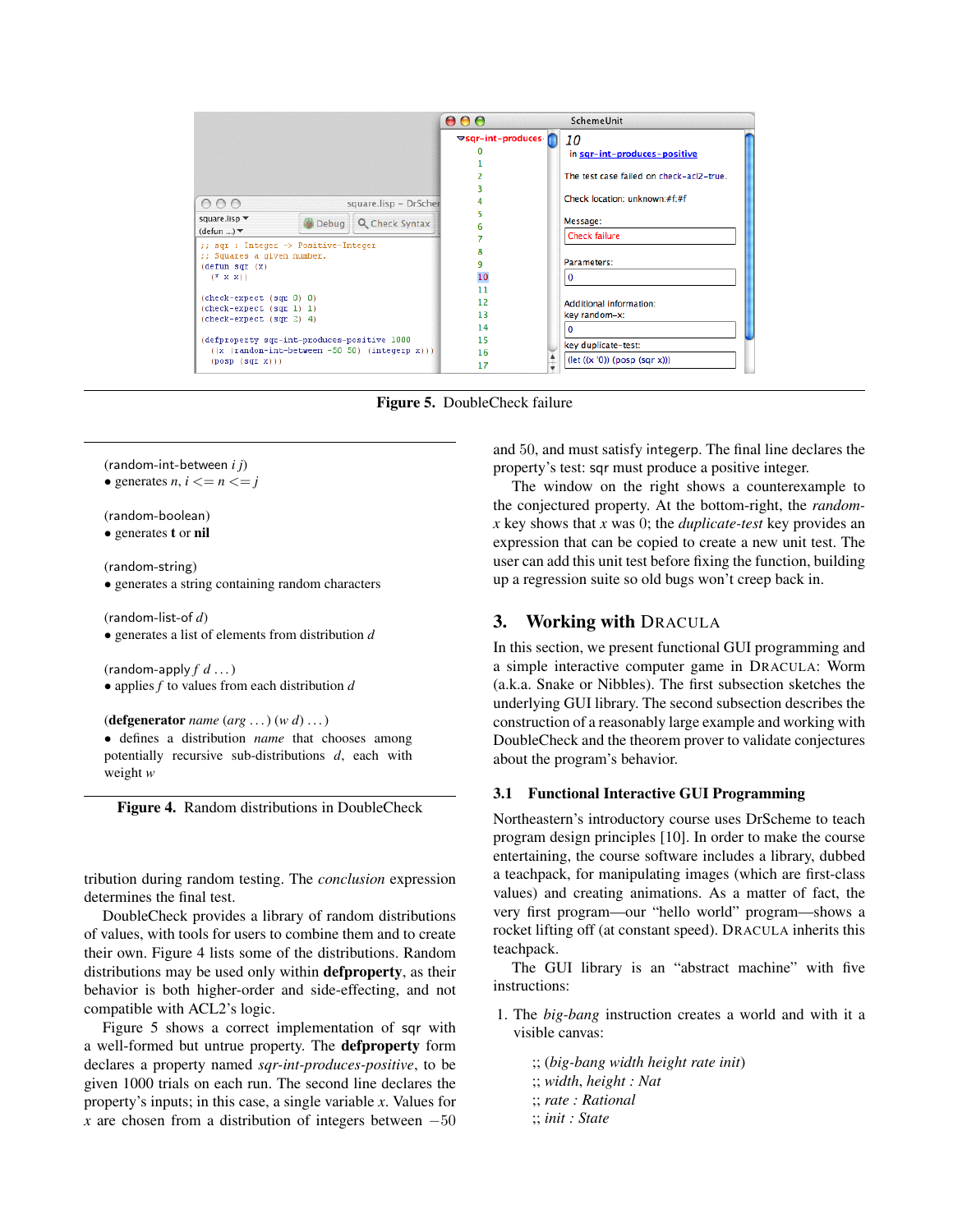**Figure 5.** DoubleCheck failure

(random-int-between *i j*)
• generates *n*, *i* <= *n* <= *j*

(random-boolean)
• generates **t** or **nil**

(random-string)
• generates a string containing random characters

(random-list-of *d*)
• generates a list of elements from distribution *d*

(random-apply *f d* . . . )
• applies *f* to values from each distribution *d*

(**defgenerator** *name* (*arg* . . . ) (*w d*) . . . )
• defines a distribution *name* that chooses among potentially recursive sub-distributions *d*, each with weight *w*

**Figure 4.** Random distributions in DoubleCheck

tribution during random testing. The *conclusion* expression determines the final test.

DoubleCheck provides a library of random distributions of values, with tools for users to combine them and to create their own. Figure 4 lists some of the distributions. Random distributions may be used only within **defproperty**, as their behavior is both higher-order and side-effecting, and not compatible with ACL2's logic.

Figure 5 shows a correct implementation of sqr with a well-formed but untrue property. The **defproperty** form declares a property named *sqr-int-produces-positive*, to be given 1000 trials on each run. The second line declares the property's inputs; in this case, a single variable *x*. Values for *x* are chosen from a distribution of integers between $-50$ and 50, and must satisfy integerp. The final line declares the property's test: sqr must produce a positive integer.

The window on the right shows a counterexample to the conjectured property. At the bottom-right, the *random-x* key shows that *x* was 0; the *duplicate-test* key provides an expression that can be copied to create a new unit test. The user can add this unit test before fixing the function, building up a regression suite so old bugs won't creep back in.

## 3. Working with DRACULA

In this section, we present functional GUI programming and a simple interactive computer game in DRACULA: Worm (a.k.a. Snake or Nibbles). The first subsection sketches the underlying GUI library. The second subsection describes the construction of a reasonably large example and working with DoubleCheck and the theorem prover to validate conjectures about the program's behavior.

### 3.1 Functional Interactive GUI Programming

Northeastern's introductory course uses DrScheme to teach program design principles [10]. In order to make the course entertaining, the course software includes a library, dubbed a teachpack, for manipulating images (which are first-class values) and creating animations. As a matter of fact, the very first program—our "hello world" program—shows a rocket lifting off (at constant speed). DRACULA inherits this teachpack.

The GUI library is an "abstract machine" with five instructions:

1. The *big-bang* instruction creates a world and with it a visible canvas:

   ;; (*big-bang width height rate init*)
   ;; *width*, *height* : *Nat*
   ;; *rate* : *Rational*
   ;; *init* : *State*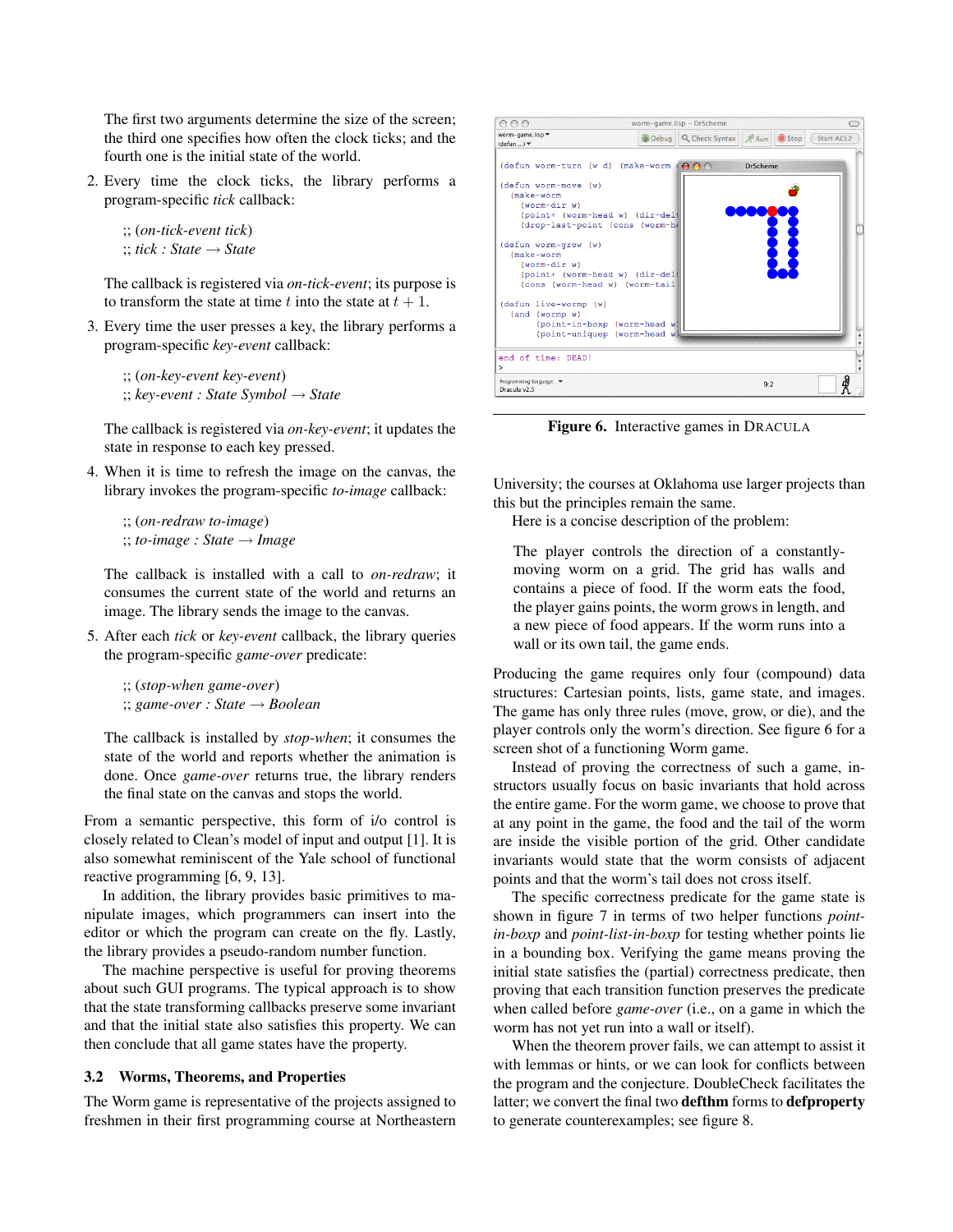The first two arguments determine the size of the screen; the third one specifies how often the clock ticks; and the fourth one is the initial state of the world.

2. Every time the clock ticks, the library performs a program-specific *tick* callback:

   ;; (*on-tick-event tick*)
   ;; *tick : State* → *State*

   The callback is registered via *on-tick-event*; its purpose is to transform the state at time $t$ into the state at $t + 1$.

3. Every time the user presses a key, the library performs a program-specific *key-event* callback:

   ;; (*on-key-event key-event*)
   ;; *key-event : State Symbol* → *State*

   The callback is registered via *on-key-event*; it updates the state in response to each key pressed.

4. When it is time to refresh the image on the canvas, the library invokes the program-specific *to-image* callback:

   ;; (*on-redraw to-image*)
   ;; *to-image : State* → *Image*

   The callback is installed with a call to *on-redraw*; it consumes the current state of the world and returns an image. The library sends the image to the canvas.

5. After each *tick* or *key-event* callback, the library queries the program-specific *game-over* predicate:

   ;; (*stop-when game-over*)
   ;; *game-over : State* → *Boolean*

   The callback is installed by *stop-when*; it consumes the state of the world and reports whether the animation is done. Once *game-over* returns true, the library renders the final state on the canvas and stops the world.

From a semantic perspective, this form of i/o control is closely related to Clean's model of input and output [1]. It is also somewhat reminiscent of the Yale school of functional reactive programming [6, 9, 13].

In addition, the library provides basic primitives to manipulate images, which programmers can insert into the editor or which the program can create on the fly. Lastly, the library provides a pseudo-random number function.

The machine perspective is useful for proving theorems about such GUI programs. The typical approach is to show that the state transforming callbacks preserve some invariant and that the initial state also satisfies this property. We can then conclude that all game states have the property.

### 3.2 Worms, Theorems, and Properties

The Worm game is representative of the projects assigned to freshmen in their first programming course at Northeastern University; the courses at Oklahoma use larger projects than this but the principles remain the same.

Here is a concise description of the problem:

> The player controls the direction of a constantly-moving worm on a grid. The grid has walls and contains a piece of food. If the worm eats the food, the player gains points, the worm grows in length, and a new piece of food appears. If the worm runs into a wall or its own tail, the game ends.

Producing the game requires only four (compound) data structures: Cartesian points, lists, game state, and images. The game has only three rules (move, grow, or die), and the player controls only the worm's direction. See figure 6 for a screen shot of a functioning Worm game.

Instead of proving the correctness of such a game, instructors usually focus on basic invariants that hold across the entire game. For the worm game, we choose to prove that at any point in the game, the food and the tail of the worm are inside the visible portion of the grid. Other candidate invariants would state that the worm consists of adjacent points and that the worm's tail does not cross itself.

The specific correctness predicate for the game state is shown in figure 7 in terms of two helper functions *point-in-boxp* and *point-list-in-boxp* for testing whether points lie in a bounding box. Verifying the game means proving the initial state satisfies the (partial) correctness predicate, then proving that each transition function preserves the predicate when called before *game-over* (i.e., on a game in which the worm has not yet run into a wall or itself).

When the theorem prover fails, we can attempt to assist it with lemmas or hints, or we can look for conflicts between the program and the conjecture. DoubleCheck facilitates the latter; we convert the final two **defthm** forms to **defproperty** to generate counterexamples; see figure 8.

**Figure 6.** Interactive games in DRACULA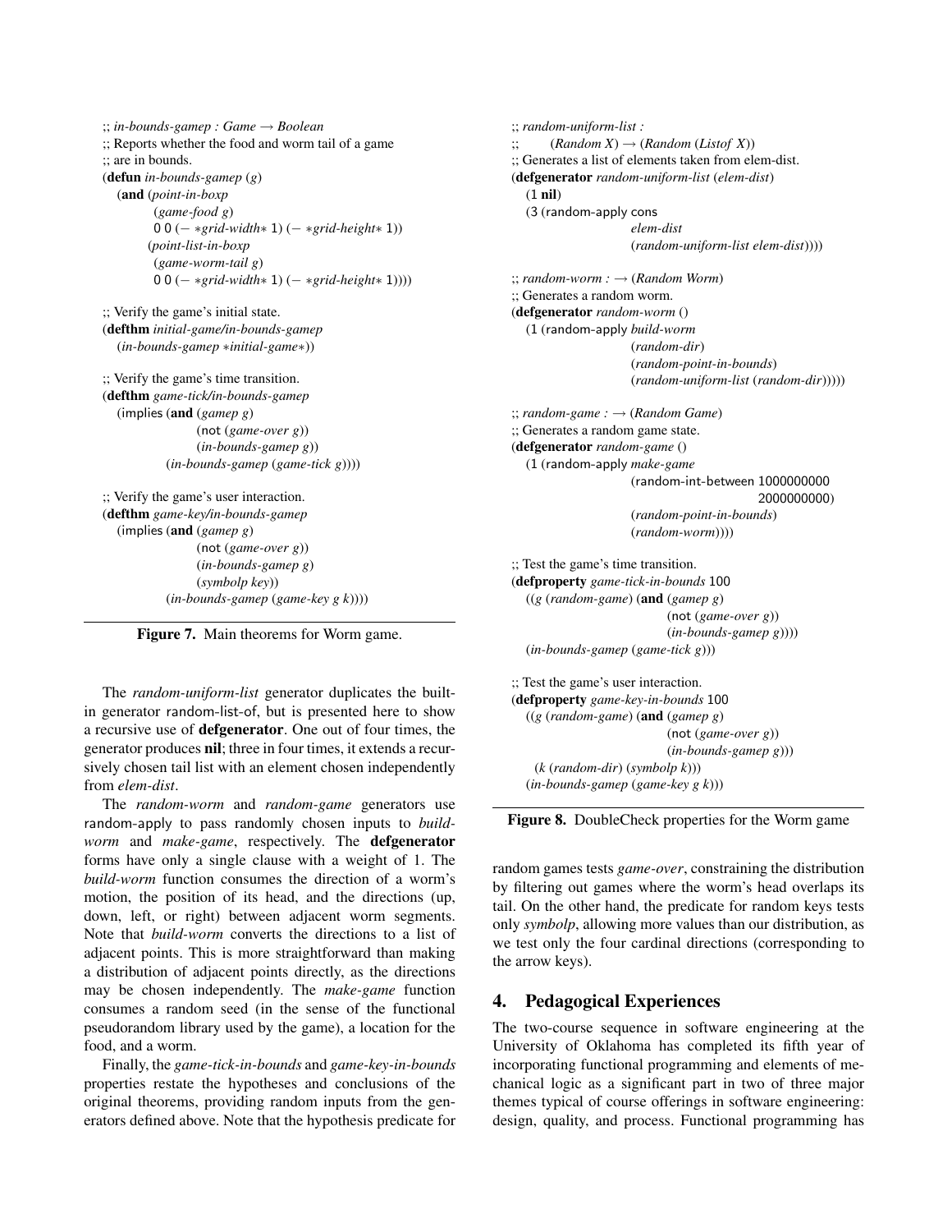```
;; in-bounds-gamep : Game → Boolean
;; Reports whether the food and worm tail of a game
;; are in bounds.
(defun in-bounds-gamep (g)
  (and (point-in-boxp
         (game-food g)
         0 0 (− *grid-width* 1) (− *grid-height* 1))
       (point-list-in-boxp
         (game-worm-tail g)
         0 0 (− *grid-width* 1) (− *grid-height* 1))))

;; Verify the game's initial state.
(defthm initial-game/in-bounds-gamep
  (in-bounds-gamep *initial-game*))

;; Verify the game's time transition.
(defthm game-tick/in-bounds-gamep
  (implies (and (gamep g)
                (not (game-over g))
                (in-bounds-gamep g))
           (in-bounds-gamep (game-tick g))))

;; Verify the game's user interaction.
(defthm game-key/in-bounds-gamep
  (implies (and (gamep g)
                (not (game-over g))
                (in-bounds-gamep g)
                (symbolp key))
           (in-bounds-gamep (game-key g k))))
```

**Figure 7.** Main theorems for Worm game.

The *random-uniform-list* generator duplicates the built-in generator random-list-of, but is presented here to show a recursive use of **defgenerator**. One out of four times, the generator produces **nil**; three in four times, it extends a recursively chosen tail list with an element chosen independently from *elem-dist*.

The *random-worm* and *random-game* generators use random-apply to pass randomly chosen inputs to *build-worm* and *make-game*, respectively. The **defgenerator** forms have only a single clause with a weight of 1. The *build-worm* function consumes the direction of a worm's motion, the position of its head, and the directions (up, down, left, or right) between adjacent worm segments. Note that *build-worm* converts the directions to a list of adjacent points. This is more straightforward than making a distribution of adjacent points directly, as the directions may be chosen independently. The *make-game* function consumes a random seed (in the sense of the functional pseudorandom library used by the game), a location for the food, and a worm.

Finally, the *game-tick-in-bounds* and *game-key-in-bounds* properties restate the hypotheses and conclusions of the original theorems, providing random inputs from the generators defined above. Note that the hypothesis predicate for random games tests *game-over*, constraining the distribution by filtering out games where the worm's head overlaps its tail. On the other hand, the predicate for random keys tests only *symbolp*, allowing more values than our distribution, as we test only the four cardinal directions (corresponding to the arrow keys).

```
;; random-uniform-list :
;;      (Random X) → (Random (Listof X))
;; Generates a list of elements taken from elem-dist.
(defgenerator random-uniform-list (elem-dist)
  (1 nil)
  (3 (random-apply cons
                   elem-dist
                   (random-uniform-list elem-dist))))

;; random-worm : → (Random Worm)
;; Generates a random worm.
(defgenerator random-worm ()
  (1 (random-apply build-worm
                   (random-dir)
                   (random-point-in-bounds)
                   (random-uniform-list (random-dir)))))

;; random-game : → (Random Game)
;; Generates a random game state.
(defgenerator random-game ()
  (1 (random-apply make-game
                   (random-int-between 1000000000
                                       2000000000)
                   (random-point-in-bounds)
                   (random-worm))))

;; Test the game's time transition.
(defproperty game-tick-in-bounds 100
  ((g (random-game) (and (gamep g)
                         (not (game-over g))
                         (in-bounds-gamep g))))
  (in-bounds-gamep (game-tick g)))

;; Test the game's user interaction.
(defproperty game-key-in-bounds 100
  ((g (random-game) (and (gamep g)
                         (not (game-over g))
                         (in-bounds-gamep g)))
   (k (random-dir) (symbolp k)))
  (in-bounds-gamep (game-key g k)))
```

**Figure 8.** DoubleCheck properties for the Worm game

## 4. Pedagogical Experiences

The two-course sequence in software engineering at the University of Oklahoma has completed its fifth year of incorporating functional programming and elements of mechanical logic as a significant part in two of three major themes typical of course offerings in software engineering: design, quality, and process. Functional programming has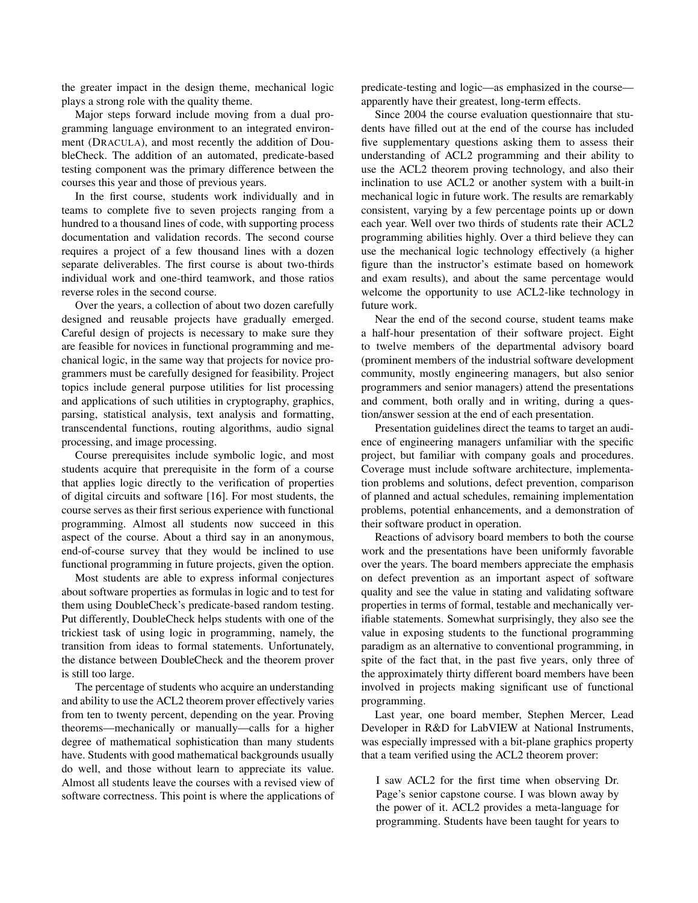the greater impact in the design theme, mechanical logic plays a strong role with the quality theme.

Major steps forward include moving from a dual programming language environment to an integrated environment (DRACULA), and most recently the addition of DoubleCheck. The addition of an automated, predicate-based testing component was the primary difference between the courses this year and those of previous years.

In the first course, students work individually and in teams to complete five to seven projects ranging from a hundred to a thousand lines of code, with supporting process documentation and validation records. The second course requires a project of a few thousand lines with a dozen separate deliverables. The first course is about two-thirds individual work and one-third teamwork, and those ratios reverse roles in the second course.

Over the years, a collection of about two dozen carefully designed and reusable projects have gradually emerged. Careful design of projects is necessary to make sure they are feasible for novices in functional programming and mechanical logic, in the same way that projects for novice programmers must be carefully designed for feasibility. Project topics include general purpose utilities for list processing and applications of such utilities in cryptography, graphics, parsing, statistical analysis, text analysis and formatting, transcendental functions, routing algorithms, audio signal processing, and image processing.

Course prerequisites include symbolic logic, and most students acquire that prerequisite in the form of a course that applies logic directly to the verification of properties of digital circuits and software [16]. For most students, the course serves as their first serious experience with functional programming. Almost all students now succeed in this aspect of the course. About a third say in an anonymous, end-of-course survey that they would be inclined to use functional programming in future projects, given the option.

Most students are able to express informal conjectures about software properties as formulas in logic and to test for them using DoubleCheck's predicate-based random testing. Put differently, DoubleCheck helps students with one of the trickiest task of using logic in programming, namely, the transition from ideas to formal statements. Unfortunately, the distance between DoubleCheck and the theorem prover is still too large.

The percentage of students who acquire an understanding and ability to use the ACL2 theorem prover effectively varies from ten to twenty percent, depending on the year. Proving theorems—mechanically or manually—calls for a higher degree of mathematical sophistication than many students have. Students with good mathematical backgrounds usually do well, and those without learn to appreciate its value. Almost all students leave the courses with a revised view of software correctness. This point is where the applications of predicate-testing and logic—as emphasized in the course—apparently have their greatest, long-term effects.

Since 2004 the course evaluation questionnaire that students have filled out at the end of the course has included five supplementary questions asking them to assess their understanding of ACL2 programming and their ability to use the ACL2 theorem proving technology, and also their inclination to use ACL2 or another system with a built-in mechanical logic in future work. The results are remarkably consistent, varying by a few percentage points up or down each year. Well over two thirds of students rate their ACL2 programming abilities highly. Over a third believe they can use the mechanical logic technology effectively (a higher figure than the instructor's estimate based on homework and exam results), and about the same percentage would welcome the opportunity to use ACL2-like technology in future work.

Near the end of the second course, student teams make a half-hour presentation of their software project. Eight to twelve members of the departmental advisory board (prominent members of the industrial software development community, mostly engineering managers, but also senior programmers and senior managers) attend the presentations and comment, both orally and in writing, during a question/answer session at the end of each presentation.

Presentation guidelines direct the teams to target an audience of engineering managers unfamiliar with the specific project, but familiar with company goals and procedures. Coverage must include software architecture, implementation problems and solutions, defect prevention, comparison of planned and actual schedules, remaining implementation problems, potential enhancements, and a demonstration of their software product in operation.

Reactions of advisory board members to both the course work and the presentations have been uniformly favorable over the years. The board members appreciate the emphasis on defect prevention as an important aspect of software quality and see the value in stating and validating software properties in terms of formal, testable and mechanically verifiable statements. Somewhat surprisingly, they also see the value in exposing students to the functional programming paradigm as an alternative to conventional programming, in spite of the fact that, in the past five years, only three of the approximately thirty different board members have been involved in projects making significant use of functional programming.

Last year, one board member, Stephen Mercer, Lead Developer in R&D for LabVIEW at National Instruments, was especially impressed with a bit-plane graphics property that a team verified using the ACL2 theorem prover:

> I saw ACL2 for the first time when observing Dr. Page's senior capstone course. I was blown away by the power of it. ACL2 provides a meta-language for programming. Students have been taught for years to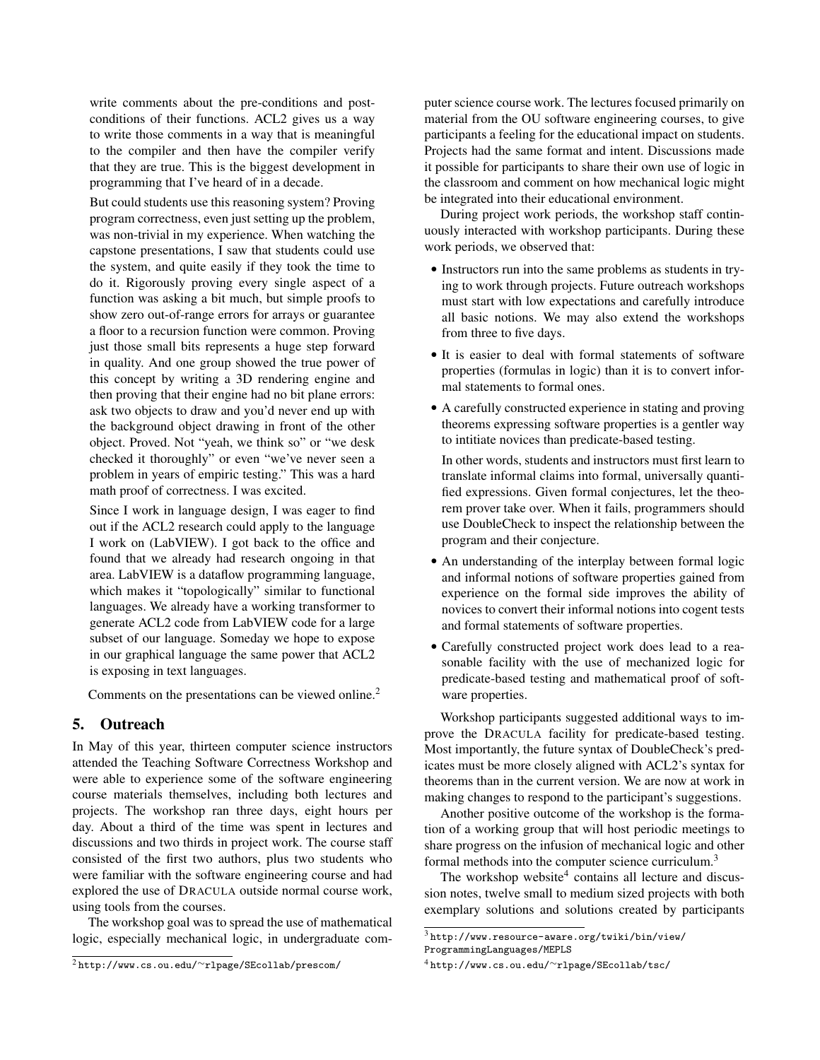write comments about the pre-conditions and post-conditions of their functions. ACL2 gives us a way to write those comments in a way that is meaningful to the compiler and then have the compiler verify that they are true. This is the biggest development in programming that I've heard of in a decade.

But could students use this reasoning system? Proving program correctness, even just setting up the problem, was non-trivial in my experience. When watching the capstone presentations, I saw that students could use the system, and quite easily if they took the time to do it. Rigorously proving every single aspect of a function was asking a bit much, but simple proofs to show zero out-of-range errors for arrays or guarantee a floor to a recursion function were common. Proving just those small bits represents a huge step forward in quality. And one group showed the true power of this concept by writing a 3D rendering engine and then proving that their engine had no bit plane errors: ask two objects to draw and you'd never end up with the background object drawing in front of the other object. Proved. Not "yeah, we think so" or "we desk checked it thoroughly" or even "we've never seen a problem in years of empiric testing." This was a hard math proof of correctness. I was excited.

Since I work in language design, I was eager to find out if the ACL2 research could apply to the language I work on (LabVIEW). I got back to the office and found that we already had research ongoing in that area. LabVIEW is a dataflow programming language, which makes it "topologically" similar to functional languages. We already have a working transformer to generate ACL2 code from LabVIEW code for a large subset of our language. Someday we hope to expose in our graphical language the same power that ACL2 is exposing in text languages.

Comments on the presentations can be viewed online.[2]

## 5. Outreach

In May of this year, thirteen computer science instructors attended the Teaching Software Correctness Workshop and were able to experience some of the software engineering course materials themselves, including both lectures and projects. The workshop ran three days, eight hours per day. About a third of the time was spent in lectures and discussions and two thirds in project work. The course staff consisted of the first two authors, plus two students who were familiar with the software engineering course and had explored the use of DRACULA outside normal course work, using tools from the courses.

The workshop goal was to spread the use of mathematical logic, especially mechanical logic, in undergraduate computer science course work. The lectures focused primarily on material from the OU software engineering courses, to give participants a feeling for the educational impact on students. Projects had the same format and intent. Discussions made it possible for participants to share their own use of logic in the classroom and comment on how mechanical logic might be integrated into their educational environment.

During project work periods, the workshop staff continuously interacted with workshop participants. During these work periods, we observed that:

- Instructors run into the same problems as students in trying to work through projects. Future outreach workshops must start with low expectations and carefully introduce all basic notions. We may also extend the workshops from three to five days.
- It is easier to deal with formal statements of software properties (formulas in logic) than it is to convert informal statements to formal ones.
- A carefully constructed experience in stating and proving theorems expressing software properties is a gentler way to initiate novices than predicate-based testing.

  In other words, students and instructors must first learn to translate informal claims into formal, universally quantified expressions. Given formal conjectures, let the theorem prover take over. When it fails, programmers should use DoubleCheck to inspect the relationship between the program and their conjecture.
- An understanding of the interplay between formal logic and informal notions of software properties gained from experience on the formal side improves the ability of novices to convert their informal notions into cogent tests and formal statements of software properties.
- Carefully constructed project work does lead to a reasonable facility with the use of mechanized logic for predicate-based testing and mathematical proof of software properties.

Workshop participants suggested additional ways to improve the DRACULA facility for predicate-based testing. Most importantly, the future syntax of DoubleCheck's predicates must be more closely aligned with ACL2's syntax for theorems than in the current version. We are now at work in making changes to respond to the participant's suggestions.

Another positive outcome of the workshop is the formation of a working group that will host periodic meetings to share progress on the infusion of mechanical logic and other formal methods into the computer science curriculum.[3]

The workshop website[4] contains all lecture and discussion notes, twelve small to medium sized projects with both exemplary solutions and solutions created by participants

[2] http://www.cs.ou.edu/~rlpage/SEcollab/prescom/

[3] http://www.resource-aware.org/twiki/bin/view/ProgrammingLanguages/MEPLS

[4] http://www.cs.ou.edu/~rlpage/SEcollab/tsc/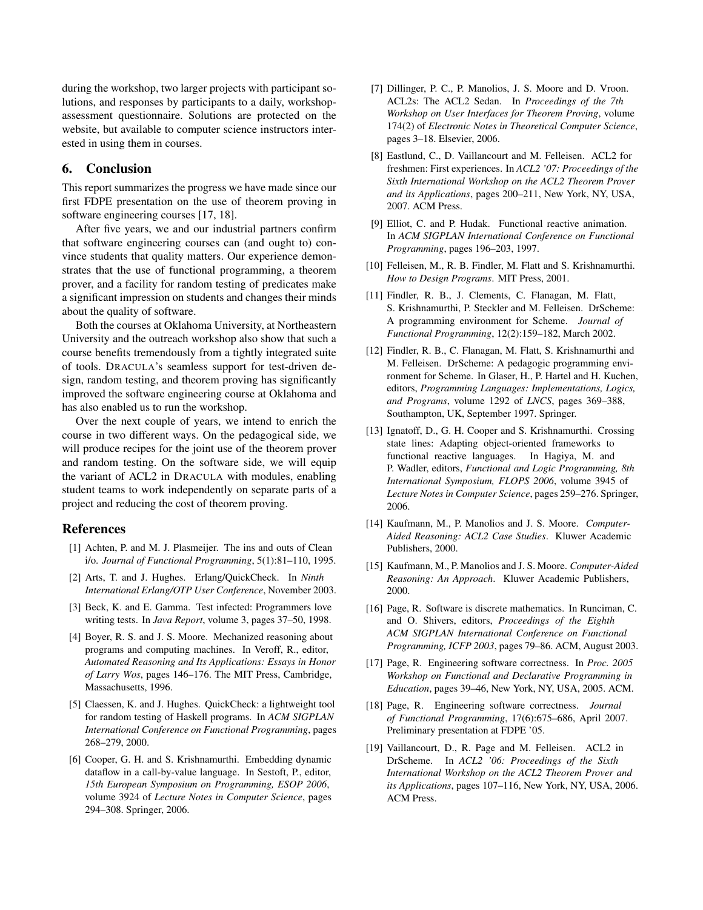during the workshop, two larger projects with participant solutions, and responses by participants to a daily, workshop-assessment questionnaire. Solutions are protected on the website, but available to computer science instructors interested in using them in courses.

## 6. Conclusion

This report summarizes the progress we have made since our first FDPE presentation on the use of theorem proving in software engineering courses [17, 18].

After five years, we and our industrial partners confirm that software engineering courses can (and ought to) convince students that quality matters. Our experience demonstrates that the use of functional programming, a theorem prover, and a facility for random testing of predicates make a significant impression on students and changes their minds about the quality of software.

Both the courses at Oklahoma University, at Northeastern University and the outreach workshop also show that such a course benefits tremendously from a tightly integrated suite of tools. DRACULA's seamless support for test-driven design, random testing, and theorem proving has significantly improved the software engineering course at Oklahoma and has also enabled us to run the workshop.

Over the next couple of years, we intend to enrich the course in two different ways. On the pedagogical side, we will produce recipes for the joint use of the theorem prover and random testing. On the software side, we will equip the variant of ACL2 in DRACULA with modules, enabling student teams to work independently on separate parts of a project and reducing the cost of theorem proving.

## References

[1] Achten, P. and M. J. Plasmeijer. The ins and outs of Clean i/o. *Journal of Functional Programming*, 5(1):81–110, 1995.

[2] Arts, T. and J. Hughes. Erlang/QuickCheck. In *Ninth International Erlang/OTP User Conference*, November 2003.

[3] Beck, K. and E. Gamma. Test infected: Programmers love writing tests. In *Java Report*, volume 3, pages 37–50, 1998.

[4] Boyer, R. S. and J. S. Moore. Mechanized reasoning about programs and computing machines. In Veroff, R., editor, *Automated Reasoning and Its Applications: Essays in Honor of Larry Wos*, pages 146–176. The MIT Press, Cambridge, Massachusetts, 1996.

[5] Claessen, K. and J. Hughes. QuickCheck: a lightweight tool for random testing of Haskell programs. In *ACM SIGPLAN International Conference on Functional Programming*, pages 268–279, 2000.

[6] Cooper, G. H. and S. Krishnamurthi. Embedding dynamic dataflow in a call-by-value language. In Sestoft, P., editor, *15th European Symposium on Programming, ESOP 2006*, volume 3924 of *Lecture Notes in Computer Science*, pages 294–308. Springer, 2006.

[7] Dillinger, P. C., P. Manolios, J. S. Moore and D. Vroon. ACL2s: The ACL2 Sedan. In *Proceedings of the 7th Workshop on User Interfaces for Theorem Proving*, volume 174(2) of *Electronic Notes in Theoretical Computer Science*, pages 3–18. Elsevier, 2006.

[8] Eastlund, C., D. Vaillancourt and M. Felleisen. ACL2 for freshmen: First experiences. In *ACL2 '07: Proceedings of the Sixth International Workshop on the ACL2 Theorem Prover and its Applications*, pages 200–211, New York, NY, USA, 2007. ACM Press.

[9] Elliot, C. and P. Hudak. Functional reactive animation. In *ACM SIGPLAN International Conference on Functional Programming*, pages 196–203, 1997.

[10] Felleisen, M., R. B. Findler, M. Flatt and S. Krishnamurthi. *How to Design Programs*. MIT Press, 2001.

[11] Findler, R. B., J. Clements, C. Flanagan, M. Flatt, S. Krishnamurthi, P. Steckler and M. Felleisen. DrScheme: A programming environment for Scheme. *Journal of Functional Programming*, 12(2):159–182, March 2002.

[12] Findler, R. B., C. Flanagan, M. Flatt, S. Krishnamurthi and M. Felleisen. DrScheme: A pedagogic programming environment for Scheme. In Glaser, H., P. Hartel and H. Kuchen, editors, *Programming Languages: Implementations, Logics, and Programs*, volume 1292 of *LNCS*, pages 369–388, Southampton, UK, September 1997. Springer.

[13] Ignatoff, D., G. H. Cooper and S. Krishnamurthi. Crossing state lines: Adapting object-oriented frameworks to functional reactive languages. In Hagiya, M. and P. Wadler, editors, *Functional and Logic Programming, 8th International Symposium, FLOPS 2006*, volume 3945 of *Lecture Notes in Computer Science*, pages 259–276. Springer, 2006.

[14] Kaufmann, M., P. Manolios and J. S. Moore. *Computer-Aided Reasoning: ACL2 Case Studies*. Kluwer Academic Publishers, 2000.

[15] Kaufmann, M., P. Manolios and J. S. Moore. *Computer-Aided Reasoning: An Approach*. Kluwer Academic Publishers, 2000.

[16] Page, R. Software is discrete mathematics. In Runciman, C. and O. Shivers, editors, *Proceedings of the Eighth ACM SIGPLAN International Conference on Functional Programming, ICFP 2003*, pages 79–86. ACM, August 2003.

[17] Page, R. Engineering software correctness. In *Proc. 2005 Workshop on Functional and Declarative Programming in Education*, pages 39–46, New York, NY, USA, 2005. ACM.

[18] Page, R. Engineering software correctness. *Journal of Functional Programming*, 17(6):675–686, April 2007. Preliminary presentation at FDPE '05.

[19] Vaillancourt, D., R. Page and M. Felleisen. ACL2 in DrScheme. In *ACL2 '06: Proceedings of the Sixth International Workshop on the ACL2 Theorem Prover and its Applications*, pages 107–116, New York, NY, USA, 2006. ACM Press.